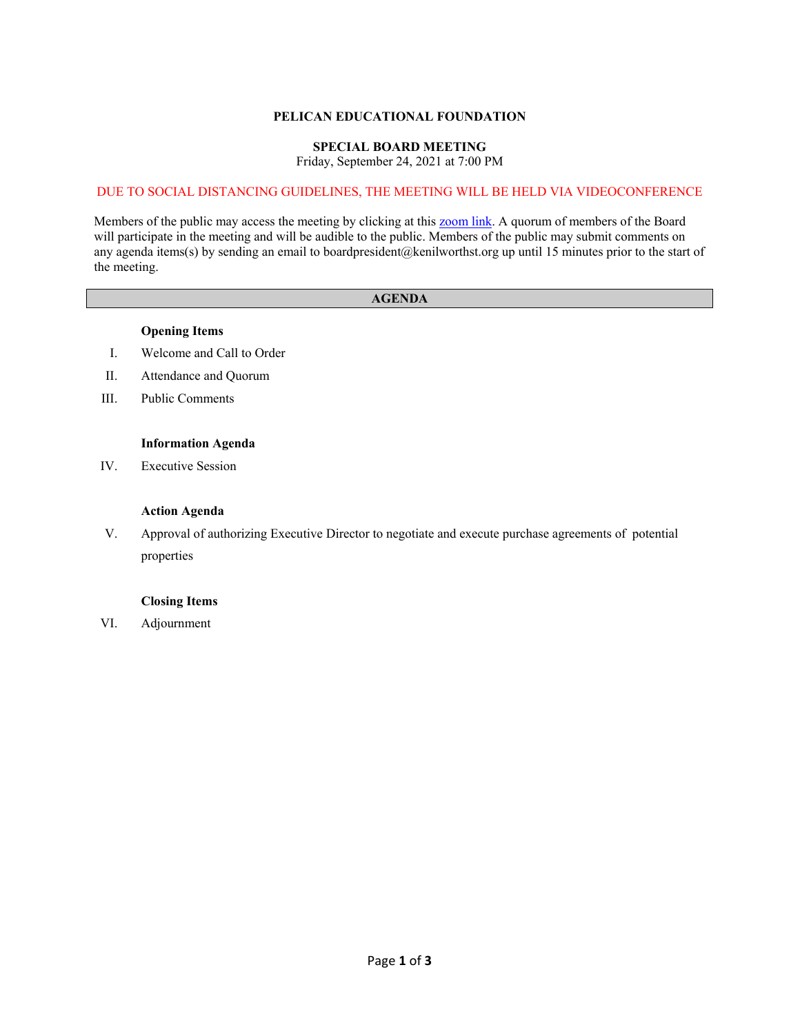# PELICAN EDUCATIONAL FOUNDATION

## SPECIAL BOARD MEETING

Friday, September 24, 2021 at 7:00 PM

DUE TO SOCIAL DISTANCING GUIDELINES, THE MEETING WILL BE HELD VIA VIDEOCONFERENCE

Members of the public may access the meeting by clicking at this zoom link. A quorum of members of the Board will participate in the meeting and will be audible to the public. Members of the public may submit comments on any agenda items(s) by sending an email to boardpresident@kenilworthst.org up until 15 minutes prior to the start of the meeting.

## AGENDA

**Opening Items**

I. Welcome and Call to Order

II. Attendance and Quorum

III. Public Comments

**Information Agenda**

IV. Executive Session

**Action Agenda**

V. Approval of authorizing Executive Director to negotiate and execute purchase agreements of potential properties

**Closing Items**

VI. Adjournment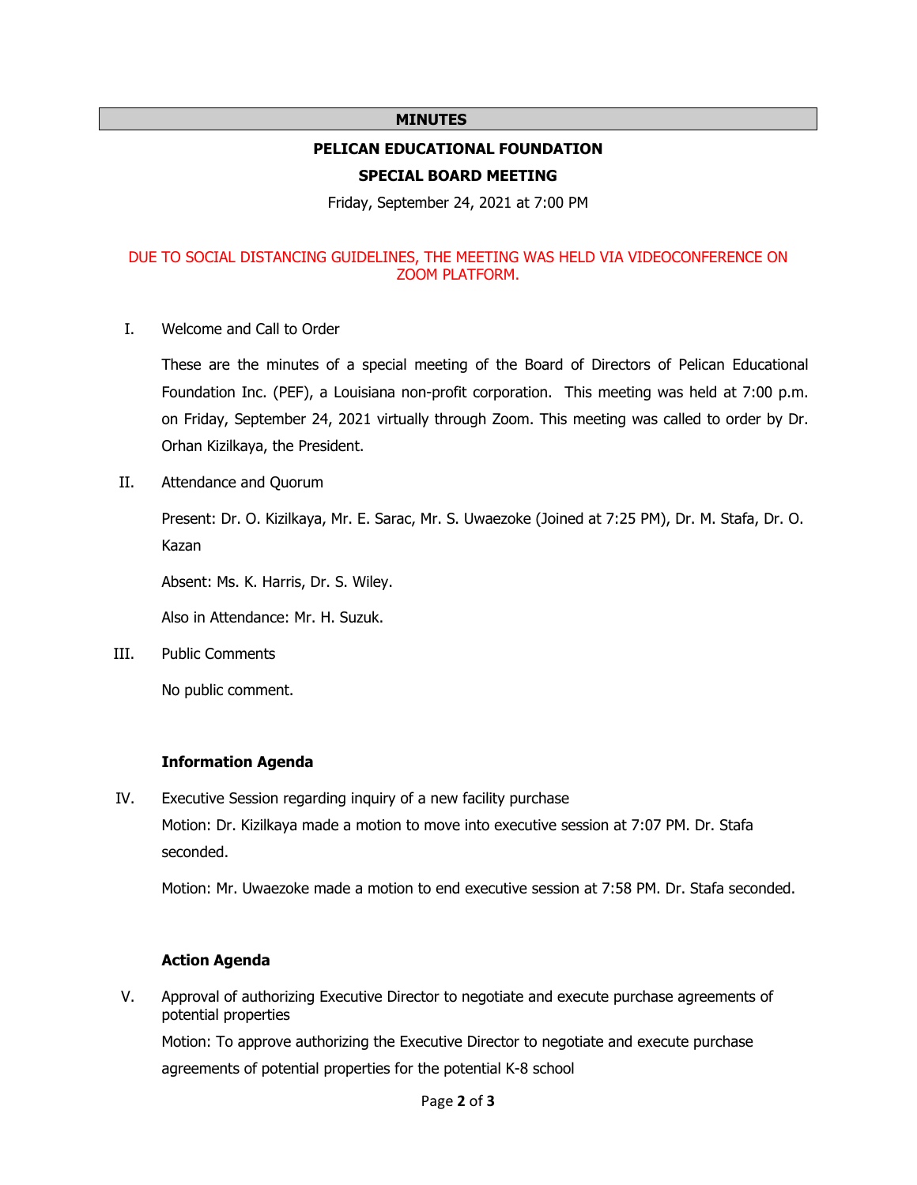**MINUTES**

**PELICAN EDUCATIONAL FOUNDATION**

**SPECIAL BOARD MEETING**

Friday, September 24, 2021 at 7:00 PM

DUE TO SOCIAL DISTANCING GUIDELINES, THE MEETING WAS HELD VIA VIDEOCONFERENCE ON ZOOM PLATFORM.

I. Welcome and Call to Order

These are the minutes of a special meeting of the Board of Directors of Pelican Educational Foundation Inc. (PEF), a Louisiana non-profit corporation. This meeting was held at 7:00 p.m. on Friday, September 24, 2021 virtually through Zoom. This meeting was called to order by Dr. Orhan Kizilkaya, the President.

II. Attendance and Quorum

Present: Dr. O. Kizilkaya, Mr. E. Sarac, Mr. S. Uwaezoke (Joined at 7:25 PM), Dr. M. Stafa, Dr. O. Kazan

Absent: Ms. K. Harris, Dr. S. Wiley.

Also in Attendance: Mr. H. Suzuk.

III. Public Comments

No public comment.

**Information Agenda**

IV. Executive Session regarding inquiry of a new facility purchase

Motion: Dr. Kizilkaya made a motion to move into executive session at 7:07 PM. Dr. Stafa seconded.

Motion: Mr. Uwaezoke made a motion to end executive session at 7:58 PM. Dr. Stafa seconded.

**Action Agenda**

V. Approval of authorizing Executive Director to negotiate and execute purchase agreements of potential properties

Motion: To approve authorizing the Executive Director to negotiate and execute purchase agreements of potential properties for the potential K-8 school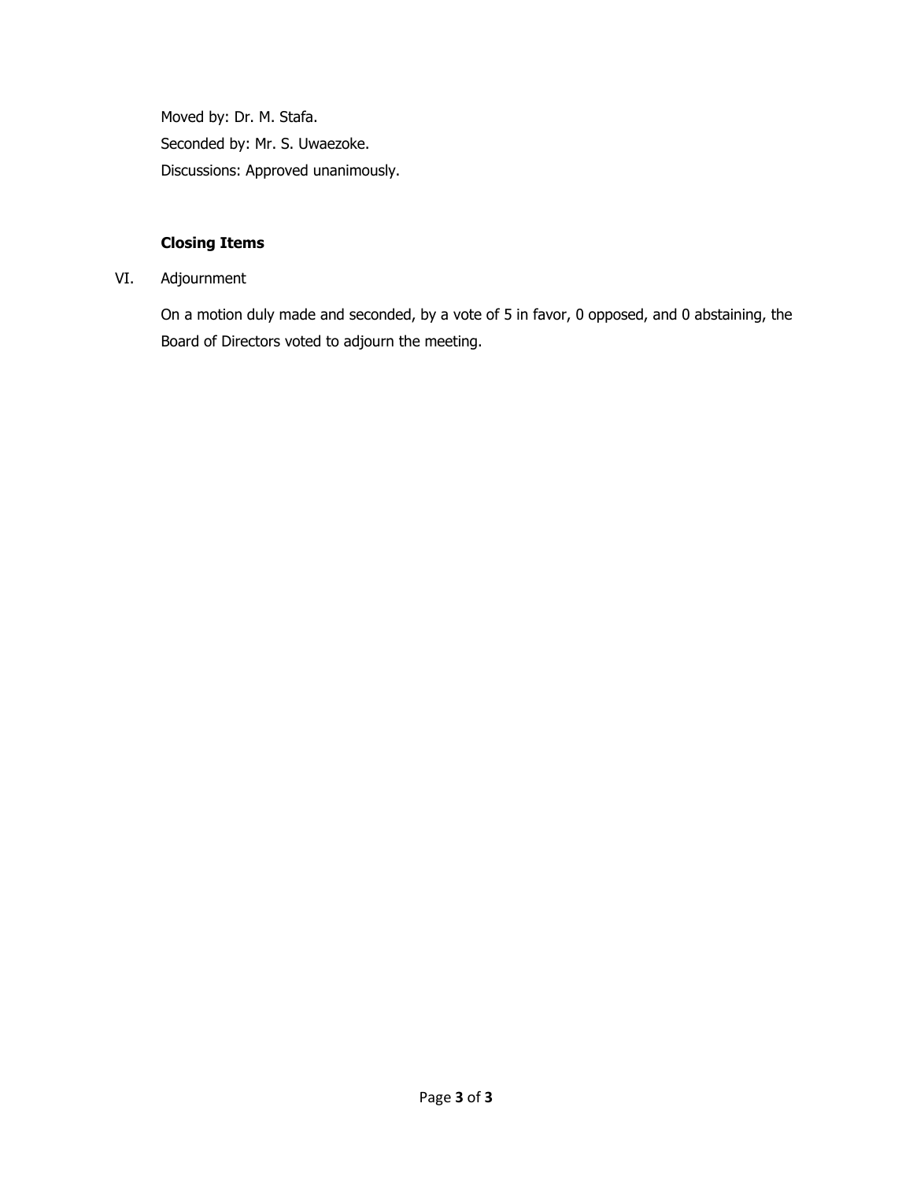Moved by: Dr. M. Stafa.

Seconded by: Mr. S. Uwaezoke.

Discussions: Approved unanimously.

**Closing Items**

VI. Adjournment

On a motion duly made and seconded, by a vote of 5 in favor, 0 opposed, and 0 abstaining, the Board of Directors voted to adjourn the meeting.